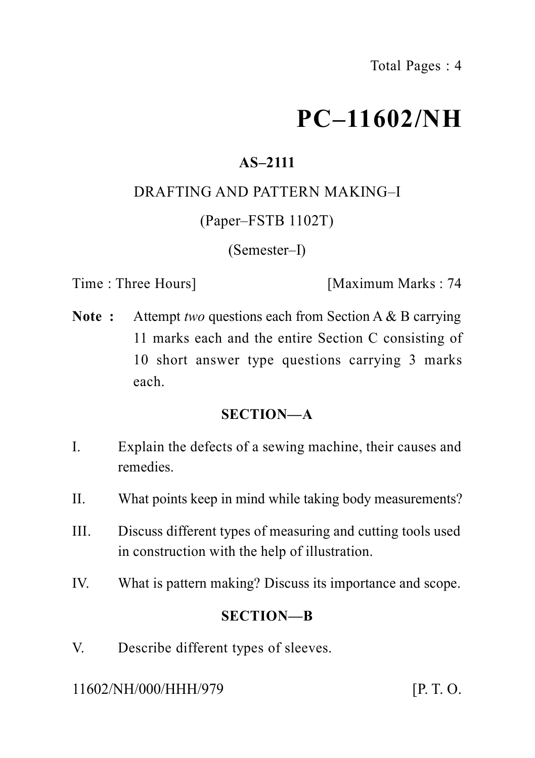# PC–11602/NH

**AS–2111**

DRAFTING AND PATTERN MAKING–I

(Paper–FSTB 1102T)

(Semester–I)

Time : Three Hours] [Maximum Marks : 74

**Note :** Attempt *two* questions each from Section A & B carrying 11 marks each and the entire Section C consisting of 10 short answer type questions carrying 3 marks each.

## SECTION—A

I. Explain the defects of a sewing machine, their causes and remedies.

II. What points keep in mind while taking body measurements?

III. Discuss different types of measuring and cutting tools used in construction with the help of illustration.

IV. What is pattern making? Discuss its importance and scope.

## SECTION—B

V. Describe different types of sleeves.

11602/NH/000/HHH/979 [P. T. O.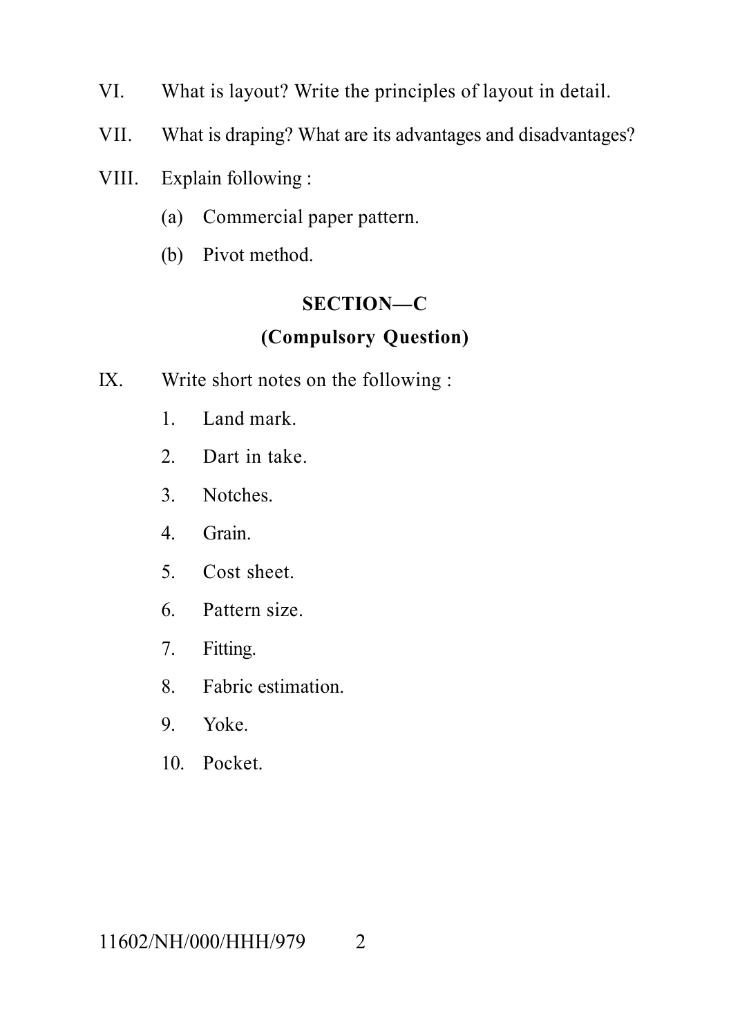VI. What is layout? Write the principles of layout in detail.

VII. What is draping? What are its advantages and disadvantages?

VIII. Explain following :

(a) Commercial paper pattern.

(b) Pivot method.

## SECTION—C

### (Compulsory Question)

IX. Write short notes on the following :

1. Land mark.
2. Dart in take.
3. Notches.
4. Grain.
5. Cost sheet.
6. Pattern size.
7. Fitting.
8. Fabric estimation.
9. Yoke.
10. Pocket.

11602/NH/000/HHH/979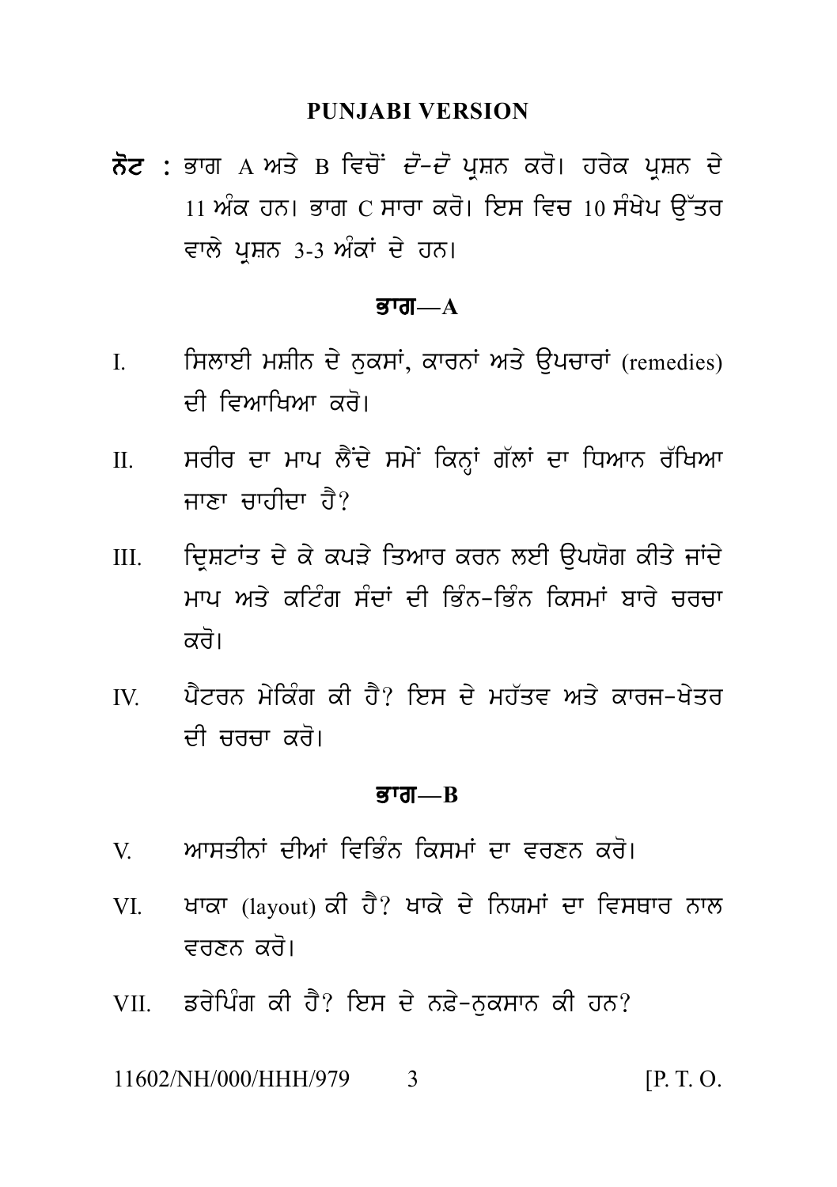## PUNJABI VERSION

**ਨੋਟ** : ਭਾਗ A ਅਤੇ B ਵਿਚੋਂ *ਦੋ-ਦੋ* ਪ੍ਰਸ਼ਨ ਕਰੋ। ਹਰੇਕ ਪ੍ਰਸ਼ਨ ਦੇ 11 ਅੰਕ ਹਨ। ਭਾਗ C ਸਾਰਾ ਕਰੋ। ਇਸ ਵਿਚ 10 ਸੰਖੇਪ ਉੱਤਰ ਵਾਲੇ ਪ੍ਰਸ਼ਨ 3-3 ਅੰਕਾਂ ਦੇ ਹਨ।

### ਭਾਗ—A

I. ਸਿਲਾਈ ਮਸ਼ੀਨ ਦੇ ਨੁਕਸਾਂ, ਕਾਰਨਾਂ ਅਤੇ ਉਪਚਾਰਾਂ (remedies) ਦੀ ਵਿਆਖਿਆ ਕਰੋ।

II. ਸਰੀਰ ਦਾ ਮਾਪ ਲੈਂਦੇ ਸਮੇਂ ਕਿਨ੍ਹਾਂ ਗੱਲਾਂ ਦਾ ਧਿਆਨ ਰੱਖਿਆ ਜਾਣਾ ਚਾਹੀਦਾ ਹੈ?

III. ਦ੍ਰਿਸ਼ਟਾਂਤ ਦੇ ਕੇ ਕਪੜੇ ਤਿਆਰ ਕਰਨ ਲਈ ਉਪਯੋਗ ਕੀਤੇ ਜਾਂਦੇ ਮਾਪ ਅਤੇ ਕਟਿੰਗ ਸੰਦਾਂ ਦੀ ਭਿੰਨ-ਭਿੰਨ ਕਿਸਮਾਂ ਬਾਰੇ ਚਰਚਾ ਕਰੋ।

IV. ਪੈਟਰਨ ਮੇਕਿੰਗ ਕੀ ਹੈ? ਇਸ ਦੇ ਮਹੱਤਵ ਅਤੇ ਕਾਰਜ-ਖੇਤਰ ਦੀ ਚਰਚਾ ਕਰੋ।

### ਭਾਗ—B

V. ਆਸਤੀਨਾਂ ਦੀਆਂ ਵਿਭਿੰਨ ਕਿਸਮਾਂ ਦਾ ਵਰਣਨ ਕਰੋ।

VI. ਖਾਕਾ (layout) ਕੀ ਹੈ? ਖਾਕੇ ਦੇ ਨਿਯਮਾਂ ਦਾ ਵਿਸਥਾਰ ਨਾਲ ਵਰਣਨ ਕਰੋ।

VII. ਡਰੇਪਿੰਗ ਕੀ ਹੈ? ਇਸ ਦੇ ਨਫ਼ੇ-ਨੁਕਸਾਨ ਕੀ ਹਨ?

11602/NH/000/HHH/979 [P. T. O.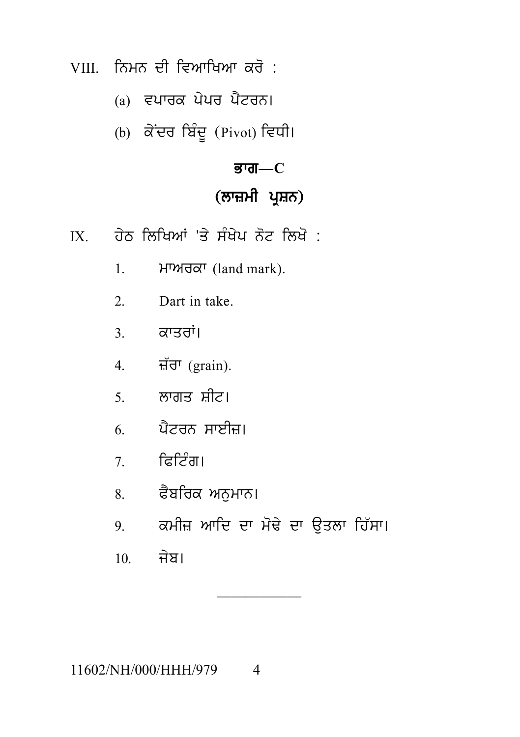VIII. ਨਿਮਨ ਦੀ ਵਿਆਖਿਆ ਕਰੋ :

(a) ਵਪਾਰਕ ਪੇਪਰ ਪੈਟਰਨ।

(b) ਕੇਂਦਰ ਬਿੰਦੂ (Pivot) ਵਿਧੀ।

## ਭਾਗ—C

## (ਲਾਜ਼ਮੀ ਪ੍ਰਸ਼ਨ)

IX. ਹੇਠ ਲਿਖਿਆਂ 'ਤੇ ਸੰਖੇਪ ਨੋਟ ਲਿਖੋ :

1. ਮਾਅਰਕਾ (land mark).
2. Dart in take.
3. ਕਾਤਰਾਂ।
4. ਜ਼ੱਰਾ (grain).
5. ਲਾਗਤ ਸ਼ੀਟ।
6. ਪੈਟਰਨ ਸਾਈਜ਼।
7. ਫਿਟਿੰਗ।
8. ਫੈਬਰਿਕ ਅਨੁਮਾਨ।
9. ਕਮੀਜ਼ ਆਦਿ ਦਾ ਮੋਢੇ ਦਾ ਉਤਲਾ ਹਿੱਸਾ।
10. ਜੇਬ।

11602/NH/000/HHH/979